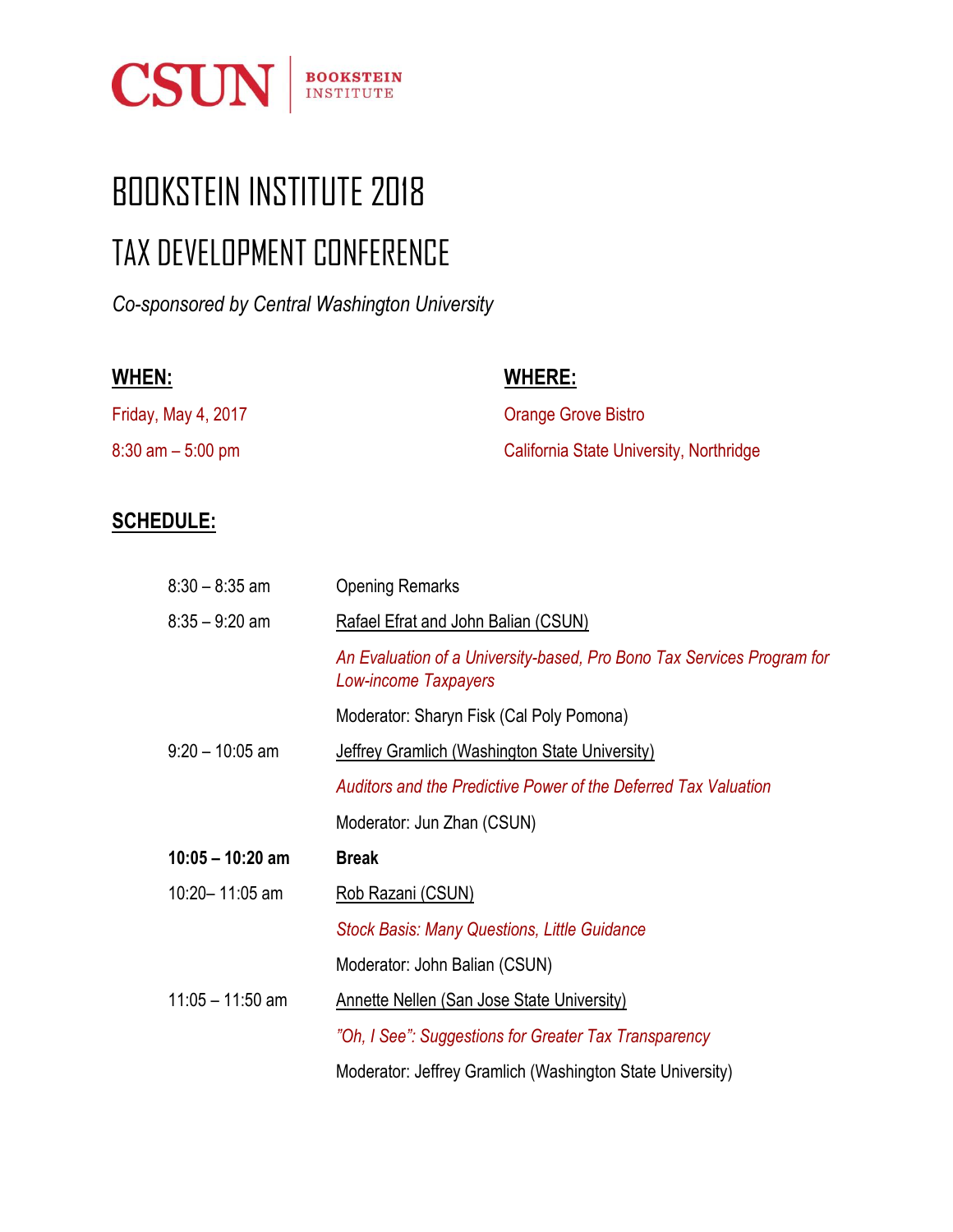CSUN | BOOKSTEIN INSTITUTE

# BOOKSTEIN INSTITUTE 2018

# TAX DEVELOPMENT CONFERENCE

*Co-sponsored by Central Washington University*

**WHEN:**

Friday, May 4, 2017

8:30 am – 5:00 pm

**WHERE:**

Orange Grove Bistro

California State University, Northridge

## SCHEDULE:

| | |
|---|---|
| 8:30 – 8:35 am | Opening Remarks |
| 8:35 – 9:20 am | Rafael Efrat and John Balian (CSUN) |
| | *An Evaluation of a University-based, Pro Bono Tax Services Program for Low-income Taxpayers* |
| | Moderator: Sharyn Fisk (Cal Poly Pomona) |
| 9:20 – 10:05 am | Jeffrey Gramlich (Washington State University) |
| | *Auditors and the Predictive Power of the Deferred Tax Valuation* |
| | Moderator: Jun Zhan (CSUN) |
| **10:05 – 10:20 am** | **Break** |
| 10:20– 11:05 am | Rob Razani (CSUN) |
| | *Stock Basis: Many Questions, Little Guidance* |
| | Moderator: John Balian (CSUN) |
| 11:05 – 11:50 am | Annette Nellen (San Jose State University) |
| | *"Oh, I See": Suggestions for Greater Tax Transparency* |
| | Moderator: Jeffrey Gramlich (Washington State University) |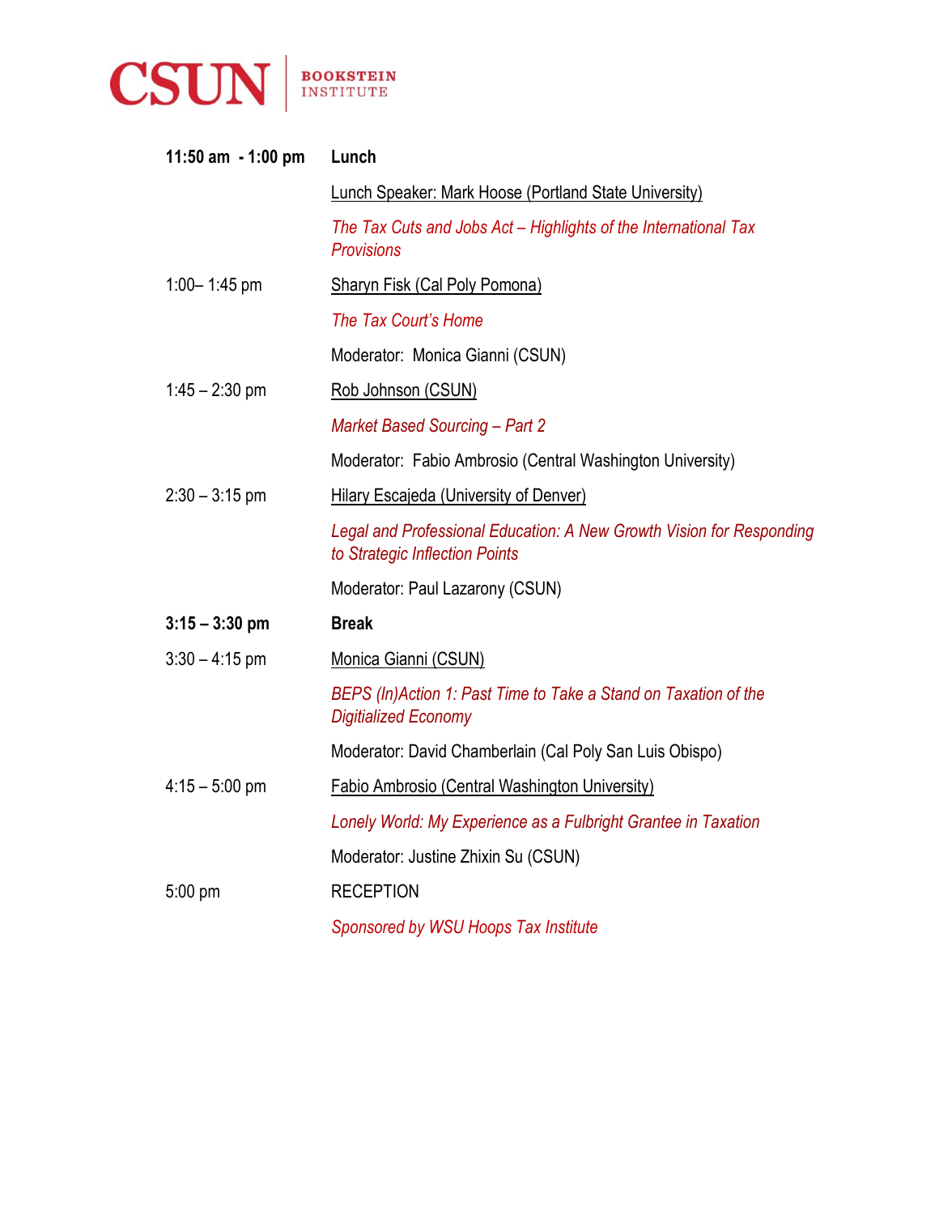CSUN | BOOKSTEIN INSTITUTE

| | |
|---|---|
| **11:50 am - 1:00 pm** | **Lunch** |
| | Lunch Speaker: Mark Hoose (Portland State University) |
| | *The Tax Cuts and Jobs Act – Highlights of the International Tax Provisions* |
| 1:00– 1:45 pm | Sharyn Fisk (Cal Poly Pomona) |
| | *The Tax Court's Home* |
| | Moderator: Monica Gianni (CSUN) |
| 1:45 – 2:30 pm | Rob Johnson (CSUN) |
| | *Market Based Sourcing – Part 2* |
| | Moderator: Fabio Ambrosio (Central Washington University) |
| 2:30 – 3:15 pm | Hilary Escajeda (University of Denver) |
| | *Legal and Professional Education: A New Growth Vision for Responding to Strategic Inflection Points* |
| | Moderator: Paul Lazarony (CSUN) |
| **3:15 – 3:30 pm** | **Break** |
| 3:30 – 4:15 pm | Monica Gianni (CSUN) |
| | *BEPS (In)Action 1: Past Time to Take a Stand on Taxation of the Digitialized Economy* |
| | Moderator: David Chamberlain (Cal Poly San Luis Obispo) |
| 4:15 – 5:00 pm | Fabio Ambrosio (Central Washington University) |
| | *Lonely World: My Experience as a Fulbright Grantee in Taxation* |
| | Moderator: Justine Zhixin Su (CSUN) |
| 5:00 pm | RECEPTION |
| | *Sponsored by WSU Hoops Tax Institute* |